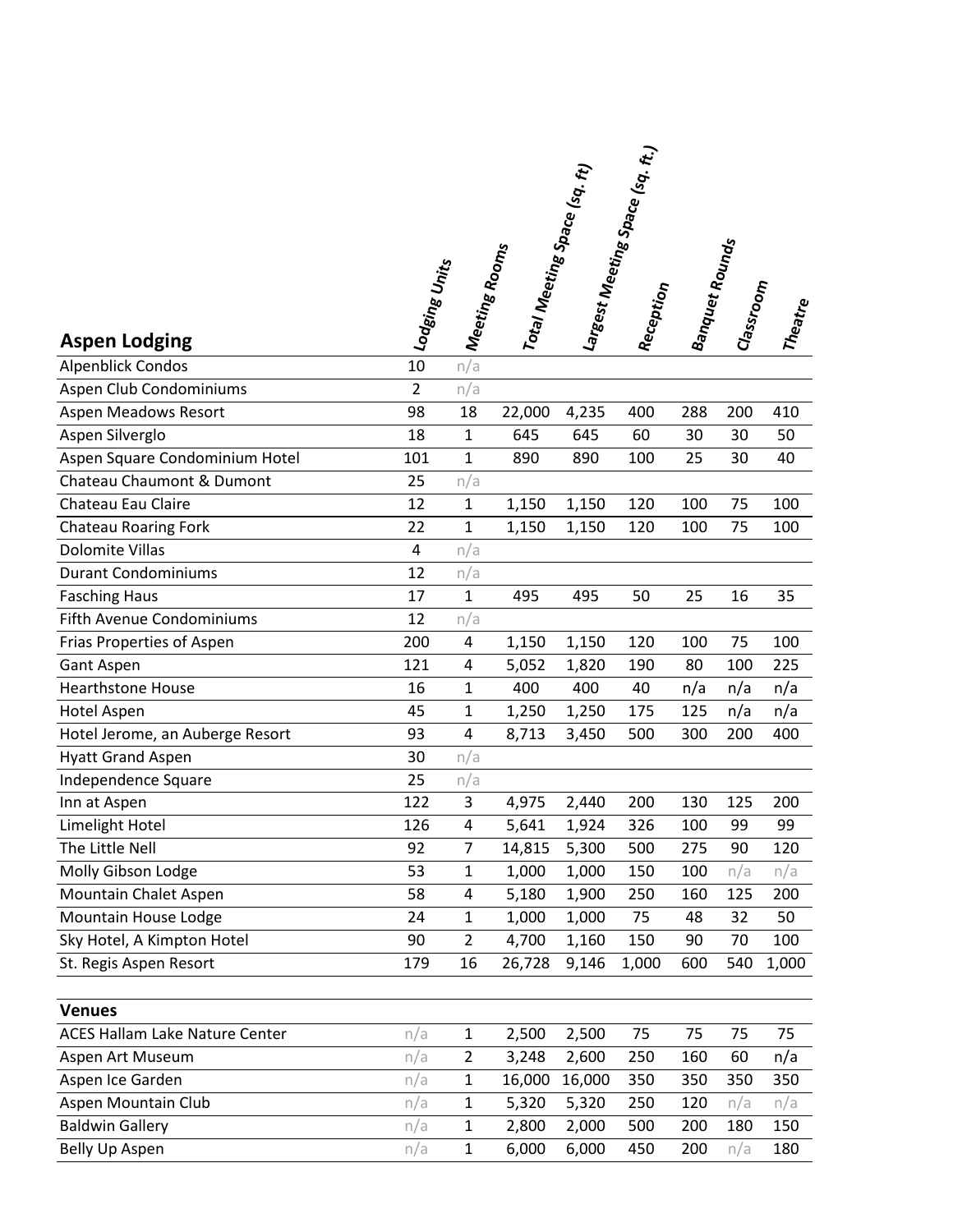| Aspen Lodging | Lodging Units | Meeting Rooms | Total Meeting Space (sq. ft) | Largest Meeting Space (sq. ft.) | Reception | Banquet Rounds | Classroom | Theatre |
|---|---|---|---|---|---|---|---|---|
| Alpenblick Condos | 10 | n/a | | | | | | |
| Aspen Club Condominiums | 2 | n/a | | | | | | |
| Aspen Meadows Resort | 98 | 18 | 22,000 | 4,235 | 400 | 288 | 200 | 410 |
| Aspen Silverglo | 18 | 1 | 645 | 645 | 60 | 30 | 30 | 50 |
| Aspen Square Condominium Hotel | 101 | 1 | 890 | 890 | 100 | 25 | 30 | 40 |
| Chateau Chaumont & Dumont | 25 | n/a | | | | | | |
| Chateau Eau Claire | 12 | 1 | 1,150 | 1,150 | 120 | 100 | 75 | 100 |
| Chateau Roaring Fork | 22 | 1 | 1,150 | 1,150 | 120 | 100 | 75 | 100 |
| Dolomite Villas | 4 | n/a | | | | | | |
| Durant Condominiums | 12 | n/a | | | | | | |
| Fasching Haus | 17 | 1 | 495 | 495 | 50 | 25 | 16 | 35 |
| Fifth Avenue Condominiums | 12 | n/a | | | | | | |
| Frias Properties of Aspen | 200 | 4 | 1,150 | 1,150 | 120 | 100 | 75 | 100 |
| Gant Aspen | 121 | 4 | 5,052 | 1,820 | 190 | 80 | 100 | 225 |
| Hearthstone House | 16 | 1 | 400 | 400 | 40 | n/a | n/a | n/a |
| Hotel Aspen | 45 | 1 | 1,250 | 1,250 | 175 | 125 | n/a | n/a |
| Hotel Jerome, an Auberge Resort | 93 | 4 | 8,713 | 3,450 | 500 | 300 | 200 | 400 |
| Hyatt Grand Aspen | 30 | n/a | | | | | | |
| Independence Square | 25 | n/a | | | | | | |
| Inn at Aspen | 122 | 3 | 4,975 | 2,440 | 200 | 130 | 125 | 200 |
| Limelight Hotel | 126 | 4 | 5,641 | 1,924 | 326 | 100 | 99 | 99 |
| The Little Nell | 92 | 7 | 14,815 | 5,300 | 500 | 275 | 90 | 120 |
| Molly Gibson Lodge | 53 | 1 | 1,000 | 1,000 | 150 | 100 | n/a | n/a |
| Mountain Chalet Aspen | 58 | 4 | 5,180 | 1,900 | 250 | 160 | 125 | 200 |
| Mountain House Lodge | 24 | 1 | 1,000 | 1,000 | 75 | 48 | 32 | 50 |
| Sky Hotel, A Kimpton Hotel | 90 | 2 | 4,700 | 1,160 | 150 | 90 | 70 | 100 |
| St. Regis Aspen Resort | 179 | 16 | 26,728 | 9,146 | 1,000 | 600 | 540 | 1,000 |
| **Venues** | | | | | | | | |
| ACES Hallam Lake Nature Center | n/a | 1 | 2,500 | 2,500 | 75 | 75 | 75 | 75 |
| Aspen Art Museum | n/a | 2 | 3,248 | 2,600 | 250 | 160 | 60 | n/a |
| Aspen Ice Garden | n/a | 1 | 16,000 | 16,000 | 350 | 350 | 350 | 350 |
| Aspen Mountain Club | n/a | 1 | 5,320 | 5,320 | 250 | 120 | n/a | n/a |
| Baldwin Gallery | n/a | 1 | 2,800 | 2,000 | 500 | 200 | 180 | 150 |
| Belly Up Aspen | n/a | 1 | 6,000 | 6,000 | 450 | 200 | n/a | 180 |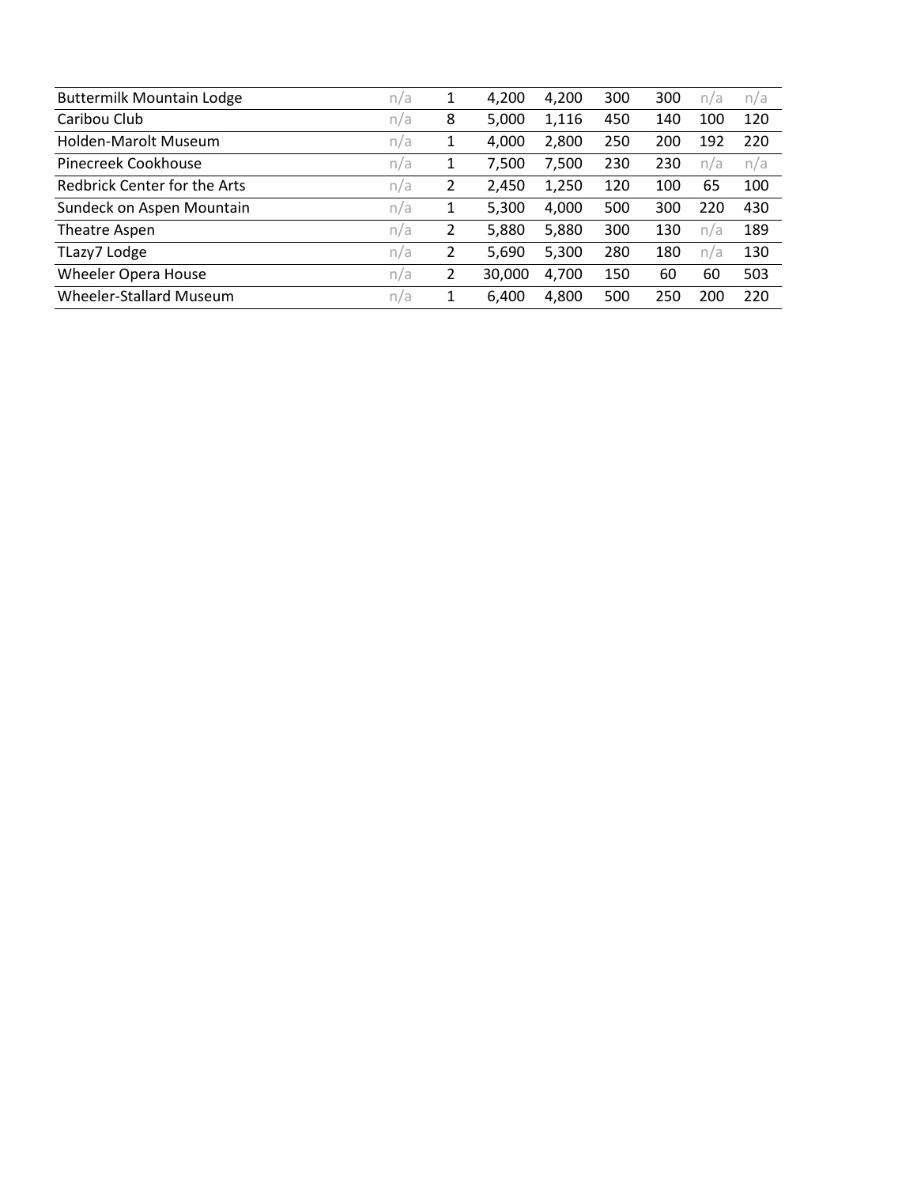| | | | | | | | | |
|---|---|---|---|---|---|---|---|---|
| Buttermilk Mountain Lodge | n/a | 1 | 4,200 | 4,200 | 300 | 300 | n/a | n/a |
| Caribou Club | n/a | 8 | 5,000 | 1,116 | 450 | 140 | 100 | 120 |
| Holden-Marolt Museum | n/a | 1 | 4,000 | 2,800 | 250 | 200 | 192 | 220 |
| Pinecreek Cookhouse | n/a | 1 | 7,500 | 7,500 | 230 | 230 | n/a | n/a |
| Redbrick Center for the Arts | n/a | 2 | 2,450 | 1,250 | 120 | 100 | 65 | 100 |
| Sundeck on Aspen Mountain | n/a | 1 | 5,300 | 4,000 | 500 | 300 | 220 | 430 |
| Theatre Aspen | n/a | 2 | 5,880 | 5,880 | 300 | 130 | n/a | 189 |
| TLazy7 Lodge | n/a | 2 | 5,690 | 5,300 | 280 | 180 | n/a | 130 |
| Wheeler Opera House | n/a | 2 | 30,000 | 4,700 | 150 | 60 | 60 | 503 |
| Wheeler-Stallard Museum | n/a | 1 | 6,400 | 4,800 | 500 | 250 | 200 | 220 |